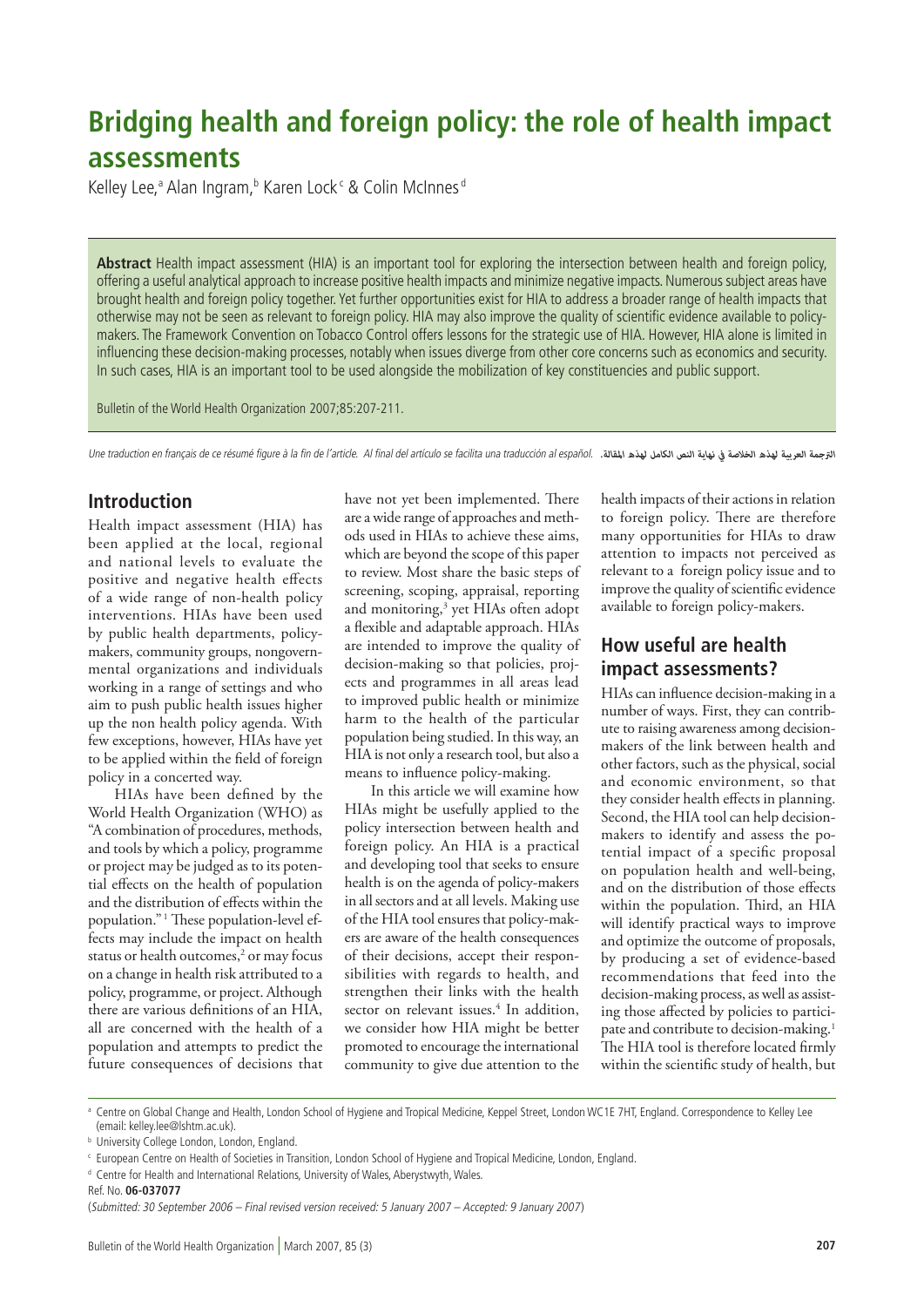# Bridging health and foreign policy: the role of health impact assessments

Kelley Lee,[a] Alan Ingram,[b] Karen Lock[c] & Colin McInnes[d]

**Abstract** Health impact assessment (HIA) is an important tool for exploring the intersection between health and foreign policy, offering a useful analytical approach to increase positive health impacts and minimize negative impacts. Numerous subject areas have brought health and foreign policy together. Yet further opportunities exist for HIA to address a broader range of health impacts that otherwise may not be seen as relevant to foreign policy. HIA may also improve the quality of scientific evidence available to policy-makers. The Framework Convention on Tobacco Control offers lessons for the strategic use of HIA. However, HIA alone is limited in influencing these decision-making processes, notably when issues diverge from other core concerns such as economics and security. In such cases, HIA is an important tool to be used alongside the mobilization of key constituencies and public support.

Bulletin of the World Health Organization 2007;85:207-211.

*Une traduction en français de ce résumé figure à la fin de l'article. Al final del artículo se facilita una traducción al español.* الترجمة العربية لهذه الخلاصة في نهاية النص الكامل لهذه المقالة.

## Introduction

Health impact assessment (HIA) has been applied at the local, regional and national levels to evaluate the positive and negative health effects of a wide range of non-health policy interventions. HIAs have been used by public health departments, policy-makers, community groups, nongovernmental organizations and individuals working in a range of settings and who aim to push public health issues higher up the non health policy agenda. With few exceptions, however, HIAs have yet to be applied within the field of foreign policy in a concerted way.

HIAs have been defined by the World Health Organization (WHO) as "A combination of procedures, methods, and tools by which a policy, programme or project may be judged as to its potential effects on the health of population and the distribution of effects within the population."[1] These population-level effects may include the impact on health status or health outcomes,[2] or may focus on a change in health risk attributed to a policy, programme, or project. Although there are various definitions of an HIA, all are concerned with the health of a population and attempts to predict the future consequences of decisions that have not yet been implemented. There are a wide range of approaches and methods used in HIAs to achieve these aims, which are beyond the scope of this paper to review. Most share the basic steps of screening, scoping, appraisal, reporting and monitoring,[3] yet HIAs often adopt a flexible and adaptable approach. HIAs are intended to improve the quality of decision-making so that policies, projects and programmes in all areas lead to improved public health or minimize harm to the health of the particular population being studied. In this way, an HIA is not only a research tool, but also a means to influence policy-making.

In this article we will examine how HIAs might be usefully applied to the policy intersection between health and foreign policy. An HIA is a practical and developing tool that seeks to ensure health is on the agenda of policy-makers in all sectors and at all levels. Making use of the HIA tool ensures that policy-makers are aware of the health consequences of their decisions, accept their responsibilities with regards to health, and strengthen their links with the health sector on relevant issues.[4] In addition, we consider how HIA might be better promoted to encourage the international community to give due attention to the health impacts of their actions in relation to foreign policy. There are therefore many opportunities for HIAs to draw attention to impacts not perceived as relevant to a foreign policy issue and to improve the quality of scientific evidence available to foreign policy-makers.

## How useful are health impact assessments?

HIAs can influence decision-making in a number of ways. First, they can contribute to raising awareness among decision-makers of the link between health and other factors, such as the physical, social and economic environment, so that they consider health effects in planning. Second, the HIA tool can help decision-makers to identify and assess the potential impact of a specific proposal on population health and well-being, and on the distribution of those effects within the population. Third, an HIA will identify practical ways to improve and optimize the outcome of proposals, by producing a set of evidence-based recommendations that feed into the decision-making process, as well as assisting those affected by policies to participate and contribute to decision-making.[1] The HIA tool is therefore located firmly within the scientific study of health, but

---

[a] Centre on Global Change and Health, London School of Hygiene and Tropical Medicine, Keppel Street, London WC1E 7HT, England. Correspondence to Kelley Lee (email: kelley.lee@lshtm.ac.uk).

[b] University College London, London, England.

[c] European Centre on Health of Societies in Transition, London School of Hygiene and Tropical Medicine, London, England.

[d] Centre for Health and International Relations, University of Wales, Aberystwyth, Wales.

Ref. No. **06-037077**

(*Submitted: 30 September 2006 – Final revised version received: 5 January 2007 – Accepted: 9 January 2007*)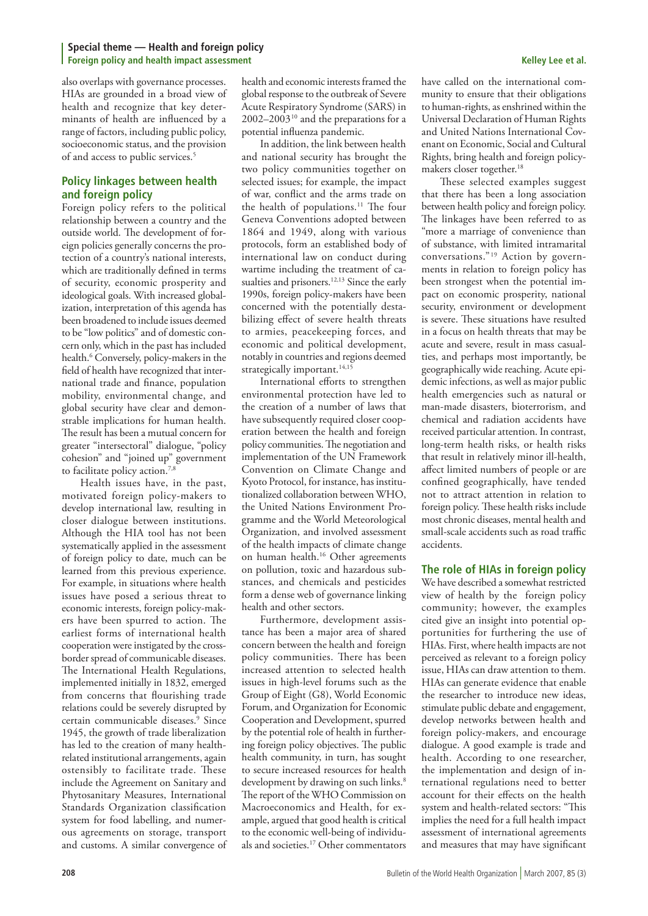also overlaps with governance processes. HIAs are grounded in a broad view of health and recognize that key determinants of health are influenced by a range of factors, including public policy, socioeconomic status, and the provision of and access to public services.[5]

## Policy linkages between health and foreign policy

Foreign policy refers to the political relationship between a country and the outside world. The development of foreign policies generally concerns the protection of a country's national interests, which are traditionally defined in terms of security, economic prosperity and ideological goals. With increased globalization, interpretation of this agenda has been broadened to include issues deemed to be "low politics" and of domestic concern only, which in the past has included health.[6] Conversely, policy-makers in the field of health have recognized that international trade and finance, population mobility, environmental change, and global security have clear and demonstrable implications for human health. The result has been a mutual concern for greater "intersectoral" dialogue, "policy cohesion" and "joined up" government to facilitate policy action.[7,8]

Health issues have, in the past, motivated foreign policy-makers to develop international law, resulting in closer dialogue between institutions. Although the HIA tool has not been systematically applied in the assessment of foreign policy to date, much can be learned from this previous experience. For example, in situations where health issues have posed a serious threat to economic interests, foreign policy-makers have been spurred to action. The earliest forms of international health cooperation were instigated by the cross-border spread of communicable diseases. The International Health Regulations, implemented initially in 1832, emerged from concerns that flourishing trade relations could be severely disrupted by certain communicable diseases.[9] Since 1945, the growth of trade liberalization has led to the creation of many health-related institutional arrangements, again ostensibly to facilitate trade. These include the Agreement on Sanitary and Phytosanitary Measures, International Standards Organization classification system for food labelling, and numerous agreements on storage, transport and customs. A similar convergence of health and economic interests framed the global response to the outbreak of Severe Acute Respiratory Syndrome (SARS) in 2002–2003[10] and the preparations for a potential influenza pandemic.

In addition, the link between health and national security has brought the two policy communities together on selected issues; for example, the impact of war, conflict and the arms trade on the health of populations.[11] The four Geneva Conventions adopted between 1864 and 1949, along with various protocols, form an established body of international law on conduct during wartime including the treatment of casualties and prisoners.[12,13] Since the early 1990s, foreign policy-makers have been concerned with the potentially destabilizing effect of severe health threats to armies, peacekeeping forces, and economic and political development, notably in countries and regions deemed strategically important.[14,15]

International efforts to strengthen environmental protection have led to the creation of a number of laws that have subsequently required closer cooperation between the health and foreign policy communities. The negotiation and implementation of the UN Framework Convention on Climate Change and Kyoto Protocol, for instance, has institutionalized collaboration between WHO, the United Nations Environment Programme and the World Meteorological Organization, and involved assessment of the health impacts of climate change on human health.[16] Other agreements on pollution, toxic and hazardous substances, and chemicals and pesticides form a dense web of governance linking health and other sectors.

Furthermore, development assistance has been a major area of shared concern between the health and foreign policy communities. There has been increased attention to selected health issues in high-level forums such as the Group of Eight (G8), World Economic Forum, and Organization for Economic Cooperation and Development, spurred by the potential role of health in furthering foreign policy objectives. The public health community, in turn, has sought to secure increased resources for health development by drawing on such links.[8] The report of the WHO Commission on Macroeconomics and Health, for example, argued that good health is critical to the economic well-being of individuals and societies.[17] Other commentators have called on the international community to ensure that their obligations to human-rights, as enshrined within the Universal Declaration of Human Rights and United Nations International Covenant on Economic, Social and Cultural Rights, bring health and foreign policy-makers closer together.[18]

These selected examples suggest that there has been a long association between health policy and foreign policy. The linkages have been referred to as "more a marriage of convenience than of substance, with limited intramarital conversations."[19] Action by governments in relation to foreign policy has been strongest when the potential impact on economic prosperity, national security, environment or development is severe. These situations have resulted in a focus on health threats that may be acute and severe, result in mass casualties, and perhaps most importantly, be geographically wide reaching. Acute epidemic infections, as well as major public health emergencies such as natural or man-made disasters, bioterrorism, and chemical and radiation accidents have received particular attention. In contrast, long-term health risks, or health risks that result in relatively minor ill-health, affect limited numbers of people or are confined geographically, have tended not to attract attention in relation to foreign policy. These health risks include most chronic diseases, mental health and small-scale accidents such as road traffic accidents.

## The role of HIAs in foreign policy

We have described a somewhat restricted view of health by the foreign policy community; however, the examples cited give an insight into potential opportunities for furthering the use of HIAs. First, where health impacts are not perceived as relevant to a foreign policy issue, HIAs can draw attention to them. HIAs can generate evidence that enable the researcher to introduce new ideas, stimulate public debate and engagement, develop networks between health and foreign policy-makers, and encourage dialogue. A good example is trade and health. According to one researcher, the implementation and design of international regulations need to better account for their effects on the health system and health-related sectors: "This implies the need for a full health impact assessment of international agreements and measures that may have significant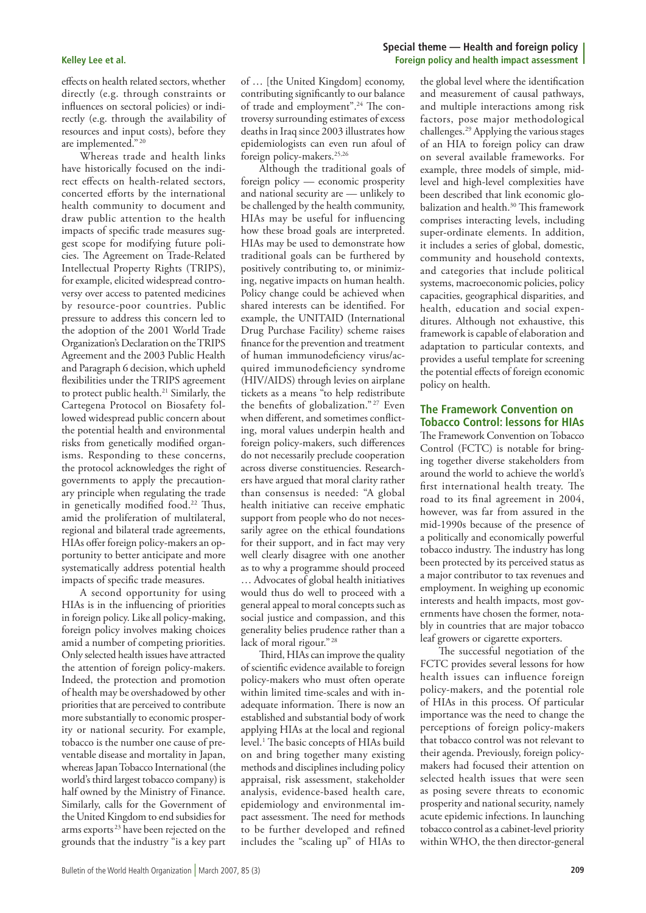effects on health related sectors, whether directly (e.g. through constraints or influences on sectoral policies) or indirectly (e.g. through the availability of resources and input costs), before they are implemented."[20]

Whereas trade and health links have historically focused on the indirect effects on health-related sectors, concerted efforts by the international health community to document and draw public attention to the health impacts of specific trade measures suggest scope for modifying future policies. The Agreement on Trade-Related Intellectual Property Rights (TRIPS), for example, elicited widespread controversy over access to patented medicines by resource-poor countries. Public pressure to address this concern led to the adoption of the 2001 World Trade Organization's Declaration on the TRIPS Agreement and the 2003 Public Health and Paragraph 6 decision, which upheld flexibilities under the TRIPS agreement to protect public health.[21] Similarly, the Cartegena Protocol on Biosafety followed widespread public concern about the potential health and environmental risks from genetically modified organisms. Responding to these concerns, the protocol acknowledges the right of governments to apply the precautionary principle when regulating the trade in genetically modified food.[22] Thus, amid the proliferation of multilateral, regional and bilateral trade agreements, HIAs offer foreign policy-makers an opportunity to better anticipate and more systematically address potential health impacts of specific trade measures.

A second opportunity for using HIAs is in the influencing of priorities in foreign policy. Like all policy-making, foreign policy involves making choices amid a number of competing priorities. Only selected health issues have attracted the attention of foreign policy-makers. Indeed, the protection and promotion of health may be overshadowed by other priorities that are perceived to contribute more substantially to economic prosperity or national security. For example, tobacco is the number one cause of preventable disease and mortality in Japan, whereas Japan Tobacco International (the world's third largest tobacco company) is half owned by the Ministry of Finance. Similarly, calls for the Government of the United Kingdom to end subsidies for arms exports[23] have been rejected on the grounds that the industry "is a key part of … [the United Kingdom] economy, contributing significantly to our balance of trade and employment".[24] The controversy surrounding estimates of excess deaths in Iraq since 2003 illustrates how epidemiologists can even run afoul of foreign policy-makers.[25,26]

Although the traditional goals of foreign policy — economic prosperity and national security are — unlikely to be challenged by the health community, HIAs may be useful for influencing how these broad goals are interpreted. HIAs may be used to demonstrate how traditional goals can be furthered by positively contributing to, or minimizing, negative impacts on human health. Policy change could be achieved when shared interests can be identified. For example, the UNITAID (International Drug Purchase Facility) scheme raises finance for the prevention and treatment of human immunodeficiency virus/acquired immunodeficiency syndrome (HIV/AIDS) through levies on airplane tickets as a means "to help redistribute the benefits of globalization."[27] Even when different, and sometimes conflicting, moral values underpin health and foreign policy-makers, such differences do not necessarily preclude cooperation across diverse constituencies. Researchers have argued that moral clarity rather than consensus is needed: "A global health initiative can receive emphatic support from people who do not necessarily agree on the ethical foundations for their support, and in fact may very well clearly disagree with one another as to why a programme should proceed … Advocates of global health initiatives would thus do well to proceed with a general appeal to moral concepts such as social justice and compassion, and this generality belies prudence rather than a lack of moral rigour."[28]

Third, HIAs can improve the quality of scientific evidence available to foreign policy-makers who must often operate within limited time-scales and with inadequate information. There is now an established and substantial body of work applying HIAs at the local and regional level.[1] The basic concepts of HIAs build on and bring together many existing methods and disciplines including policy appraisal, risk assessment, stakeholder analysis, evidence-based health care, epidemiology and environmental impact assessment. The need for methods to be further developed and refined includes the "scaling up" of HIAs to the global level where the identification and measurement of causal pathways, and multiple interactions among risk factors, pose major methodological challenges.[29] Applying the various stages of an HIA to foreign policy can draw on several available frameworks. For example, three models of simple, mid-level and high-level complexities have been described that link economic globalization and health.[30] This framework comprises interacting levels, including super-ordinate elements. In addition, it includes a series of global, domestic, community and household contexts, and categories that include political systems, macroeconomic policies, policy capacities, geographical disparities, and health, education and social expenditures. Although not exhaustive, this framework is capable of elaboration and adaptation to particular contexts, and provides a useful template for screening the potential effects of foreign economic policy on health.

## The Framework Convention on Tobacco Control: lessons for HIAs

The Framework Convention on Tobacco Control (FCTC) is notable for bringing together diverse stakeholders from around the world to achieve the world's first international health treaty. The road to its final agreement in 2004, however, was far from assured in the mid-1990s because of the presence of a politically and economically powerful tobacco industry. The industry has long been protected by its perceived status as a major contributor to tax revenues and employment. In weighing up economic interests and health impacts, most governments have chosen the former, notably in countries that are major tobacco leaf growers or cigarette exporters.

The successful negotiation of the FCTC provides several lessons for how health issues can influence foreign policy-makers, and the potential role of HIAs in this process. Of particular importance was the need to change the perceptions of foreign policy-makers that tobacco control was not relevant to their agenda. Previously, foreign policy-makers had focused their attention on selected health issues that were seen as posing severe threats to economic prosperity and national security, namely acute epidemic infections. In launching tobacco control as a cabinet-level priority within WHO, the then director-general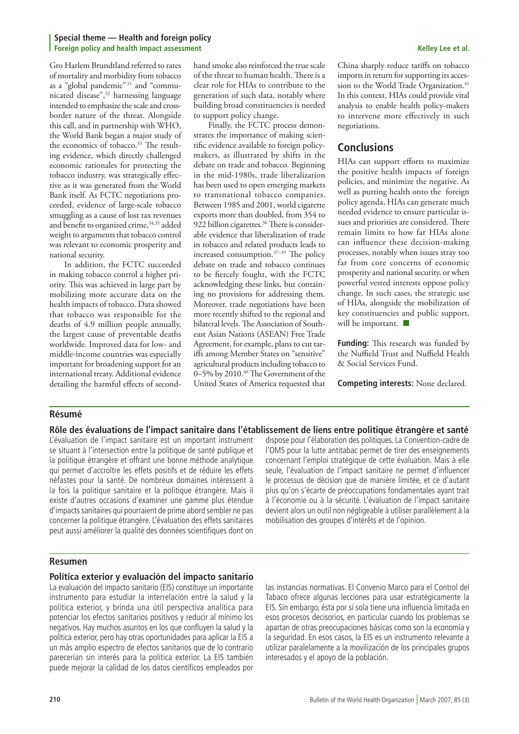Gro Harlem Brundtland referred to rates of mortality and morbidity from tobacco as a "global pandemic"[31] and "communicated disease",[32] harnessing language intended to emphasize the scale and cross-border nature of the threat. Alongside this call, and in partnership with WHO, the World Bank began a major study of the economics of tobacco.[33] The resulting evidence, which directly challenged economic rationales for protecting the tobacco industry, was strategically effective as it was generated from the World Bank itself. As FCTC negotiations proceeded, evidence of large-scale tobacco smuggling as a cause of lost tax revenues and benefit to organized crime,[34,35] added weight to arguments that tobacco control was relevant to economic prosperity and national security.

In addition, the FCTC succeeded in making tobacco control a higher priority. This was achieved in large part by mobilizing more accurate data on the health impacts of tobacco. Data showed that tobacco was responsible for the deaths of 4.9 million people annually, the largest cause of preventable deaths worldwide. Improved data for low- and middle-income countries was especially important for broadening support for an international treaty. Additional evidence detailing the harmful effects of second-hand smoke also reinforced the true scale of the threat to human health. There is a clear role for HIAs to contribute to the generation of such data, notably where building broad constituencies is needed to support policy change.

Finally, the FCTC process demonstrates the importance of making scientific evidence available to foreign policy-makers, as illustrated by shifts in the debate on trade and tobacco. Beginning in the mid-1980s, trade liberalization has been used to open emerging markets to transnational tobacco companies. Between 1985 and 2001, world cigarette exports more than doubled, from 354 to 922 billion cigarettes.[36] There is considerable evidence that liberalization of trade in tobacco and related products leads to increased consumption.[37–39] The policy debate on trade and tobacco continues to be fiercely fought, with the FCTC acknowledging these links, but containing no provisions for addressing them. Moreover, trade negotiations have been more recently shifted to the regional and bilateral levels. The Association of Southeast Asian Nations (ASEAN) Free Trade Agreement, for example, plans to cut tariffs among Member States on "sensitive" agricultural products including tobacco to 0–5% by 2010.[40] The Government of the United States of America requested that China sharply reduce tariffs on tobacco imports in return for supporting its accession to the World Trade Organization.[41] In this context, HIAs could provide vital analysis to enable health policy-makers to intervene more effectively in such negotiations.

## Conclusions

HIAs can support efforts to maximize the positive health impacts of foreign policies, and minimize the negative. As well as putting health onto the foreign policy agenda, HIAs can generate much needed evidence to ensure particular issues and priorities are considered. There remain limits to how far HIAs alone can influence these decision-making processes, notably when issues stray too far from core concerns of economic prosperity and national security, or when powerful vested interests oppose policy change. In such cases, the strategic use of HIAs, alongside the mobilization of key constituencies and public support, will be important. ■

**Funding:** This research was funded by the Nuffield Trust and Nuffield Health & Social Services Fund.

**Competing interests:** None declared.

## Résumé

### Rôle des évaluations de l'impact sanitaire dans l'établissement de liens entre politique étrangère et santé

L'évaluation de l'impact sanitaire est un important instrument se situant à l'intersection entre la politique de santé publique et la politique étrangère et offrant une bonne méthode analytique qui permet d'accroître les effets positifs et de réduire les effets néfastes pour la santé. De nombreux domaines intéressent à la fois la politique sanitaire et la politique étrangère. Mais il existe d'autres occasions d'examiner une gamme plus étendue d'impacts sanitaires qui pourraient de prime abord sembler ne pas concerner la politique étrangère. L'évaluation des effets sanitaires peut aussi améliorer la qualité des données scientifiques dont on dispose pour l'élaboration des politiques. La Convention-cadre de l'OMS pour la lutte antitabac permet de tirer des enseignements concernant l'emploi stratégique de cette évaluation. Mais à elle seule, l'évaluation de l'impact sanitaire ne permet d'influencer le processus de décision que de manière limitée, et ce d'autant plus qu'on s'écarte de préoccupations fondamentales ayant trait à l'économie ou à la sécurité. L'évaluation de l'impact sanitaire devient alors un outil non négligeable à utiliser parallèlement à la mobilisation des groupes d'intérêts et de l'opinion.

## Resumen

### Política exterior y evaluación del impacto sanitario

La evaluación del impacto sanitario (EIS) constituye un importante instrumento para estudiar la interrelación entre la salud y la política exterior, y brinda una útil perspectiva analítica para potenciar los efectos sanitarios positivos y reducir al mínimo los negativos. Hay muchos asuntos en los que confluyen la salud y la política exterior, pero hay otras oportunidades para aplicar la EIS a un más amplio espectro de efectos sanitarios que de lo contrario parecerían sin interés para la política exterior. La EIS también puede mejorar la calidad de los datos científicos empleados por las instancias normativas. El Convenio Marco para el Control del Tabaco ofrece algunas lecciones para usar estratégicamente la EIS. Sin embargo, ésta por sí sola tiene una influencia limitada en esos procesos decisorios, en particular cuando los problemas se apartan de otras preocupaciones básicas como son la economía y la seguridad. En esos casos, la EIS es un instrumento relevante a utilizar paralelamente a la movilización de los principales grupos interesados y el apoyo de la población.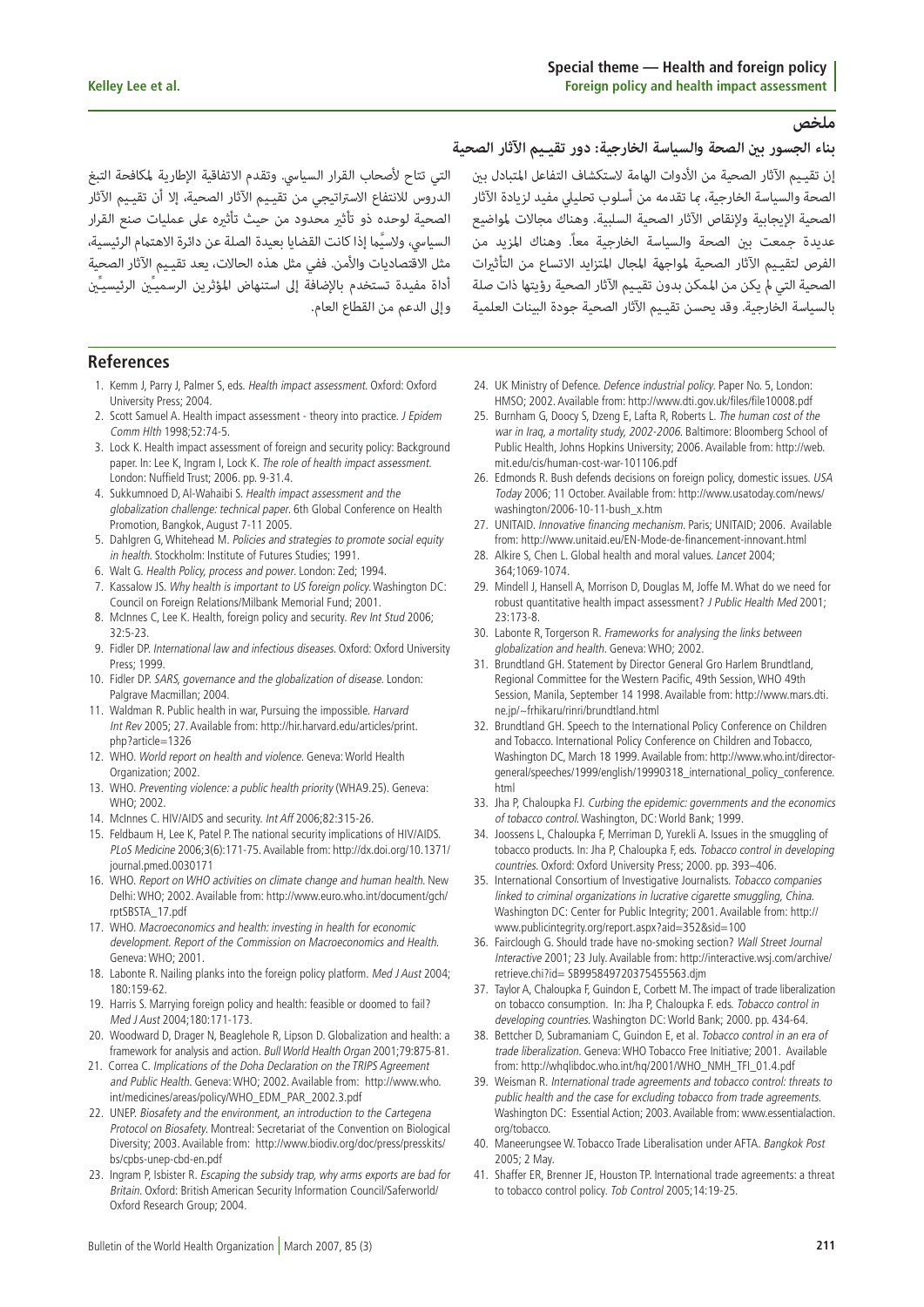## ملخص

### بناء الجسور بين الصحة والسياسة الخارجية: دور تقييم الآثار الصحية

إن تقييم الآثار الصحية من الأدوات الهامة لاستكشاف التفاعل المتبادل بين الصحة والسياسة الخارجية، بما تقدمه من أسلوب تحليلي مفيد لزيادة الآثار الصحية الإيجابية ولإنقاص الآثار الصحية السلبية. وهناك مجالات لمواضيع عديدة جمعت بين الصحة والسياسة الخارجية معاً. وهناك المزيد من الفرص لتقييم الآثار الصحية لمواجهة المجال المتزايد الاتساع من التأثيرات الصحية التي لم يكن من الممكن بدون تقييم الآثار الصحية رؤيتها ذات صلة بالسياسة الخارجية. وقد يحسن تقييم الآثار الصحية جودة البينات العلمية التي تتاح لأصحاب القرار السياسي. وتقدم الاتفاقية الإطارية لمكافحة التبغ الدروس للانتفاع الاستراتيجي من تقييم الآثار الصحية، إلا أن تقييم الآثار الصحية لوحده ذو تأثير محدود من حيث تأثيره على عمليات صنع القرار السياسي، ولاسيَّما إذا كانت القضايا بعيدة الصلة عن دائرة الاهتمام الرئيسية، مثل الاقتصاديات والأمن. ففي مثل هذه الحالات، يعد تقييم الآثار الصحية أداة مفيدة تستخدم بالإضافة إلى استنهاض المؤثرين الرسميِّين الرئيسيِّين وإلى الدعم من القطاع العام.

## References

1. Kemm J, Parry J, Palmer S, eds. *Health impact assessment*. Oxford: Oxford University Press; 2004.
2. Scott Samuel A. Health impact assessment - theory into practice. *J Epidem Comm Hlth* 1998;52:74-5.
3. Lock K. Health impact assessment of foreign and security policy: Background paper. In: Lee K, Ingram I, Lock K. *The role of health impact assessment*. London: Nuffield Trust; 2006. pp. 9-31.4.
4. Sukkumnoed D, Al-Wahaibi S. *Health impact assessment and the globalization challenge: technical paper*. 6th Global Conference on Health Promotion, Bangkok, August 7-11 2005.
5. Dahlgren G, Whitehead M. *Policies and strategies to promote social equity in health*. Stockholm: Institute of Futures Studies; 1991.
6. Walt G. *Health Policy, process and power*. London: Zed; 1994.
7. Kassalow JS. *Why health is important to US foreign policy*. Washington DC: Council on Foreign Relations/Milbank Memorial Fund; 2001.
8. McInnes C, Lee K. Health, foreign policy and security. *Rev Int Stud* 2006; 32:5-23.
9. Fidler DP. *International law and infectious diseases*. Oxford: Oxford University Press; 1999.
10. Fidler DP. *SARS, governance and the globalization of disease*. London: Palgrave Macmillan; 2004.
11. Waldman R. Public health in war, Pursuing the impossible. *Harvard Int Rev* 2005; 27. Available from: http://hir.harvard.edu/articles/print.php?article=1326
12. WHO. *World report on health and violence*. Geneva: World Health Organization; 2002.
13. WHO. *Preventing violence: a public health priority* (WHA9.25). Geneva: WHO; 2002.
14. McInnes C. HIV/AIDS and security. *Int Aff* 2006;82:315-26.
15. Feldbaum H, Lee K, Patel P. The national security implications of HIV/AIDS. *PLoS Medicine* 2006;3(6):171-75. Available from: http://dx.doi.org/10.1371/journal.pmed.0030171
16. WHO. *Report on WHO activities on climate change and human health*. New Delhi: WHO; 2002. Available from: http://www.euro.who.int/document/gch/rptSBSTA_17.pdf
17. WHO. *Macroeconomics and health: investing in health for economic development. Report of the Commission on Macroeconomics and Health*. Geneva: WHO; 2001.
18. Labonte R. Nailing planks into the foreign policy platform. *Med J Aust* 2004; 180:159-62.
19. Harris S. Marrying foreign policy and health: feasible or doomed to fail? *Med J Aust* 2004;180:171-173.
20. Woodward D, Drager N, Beaglehole R, Lipson D. Globalization and health: a framework for analysis and action. *Bull World Health Organ* 2001;79:875-81.
21. Correa C. *Implications of the Doha Declaration on the TRIPS Agreement and Public Health*. Geneva: WHO; 2002. Available from: http://www.who.int/medicines/areas/policy/WHO_EDM_PAR_2002.3.pdf
22. UNEP. *Biosafety and the environment, an introduction to the Cartegena Protocol on Biosafety*. Montreal: Secretariat of the Convention on Biological Diversity; 2003. Available from: http://www.biodiv.org/doc/press/presskits/bs/cpbs-unep-cbd-en.pdf
23. Ingram P, Isbister R. *Escaping the subsidy trap, why arms exports are bad for Britain*. Oxford: British American Security Information Council/Saferworld/Oxford Research Group; 2004.
24. UK Ministry of Defence. *Defence industrial policy*. Paper No. 5, London: HMSO; 2002. Available from: http://www.dti.gov.uk/files/file10008.pdf
25. Burnham G, Doocy S, Dzeng E, Lafta R, Roberts L. *The human cost of the war in Iraq, a mortality study, 2002-2006*. Baltimore: Bloomberg School of Public Health, Johns Hopkins University; 2006. Available from: http://web.mit.edu/cis/human-cost-war-101106.pdf
26. Edmonds R. Bush defends decisions on foreign policy, domestic issues. *USA Today* 2006; 11 October. Available from: http://www.usatoday.com/news/washington/2006-10-11-bush_x.htm
27. UNITAID. *Innovative financing mechanism*. Paris; UNITAID; 2006. Available from: http://www.unitaid.eu/EN-Mode-de-financement-innovant.html
28. Alkire S, Chen L. Global health and moral values. *Lancet* 2004; 364;1069-1074.
29. Mindell J, Hansell A, Morrison D, Douglas M, Joffe M. What do we need for robust quantitative health impact assessment? *J Public Health Med* 2001; 23:173-8.
30. Labonte R, Torgerson R. *Frameworks for analysing the links between globalization and health*. Geneva: WHO; 2002.
31. Brundtland GH. Statement by Director General Gro Harlem Brundtland, Regional Committee for the Western Pacific, 49th Session, WHO 49th Session, Manila, September 14 1998. Available from: http://www.mars.dti.ne.jp/~frhikaru/rinri/brundtland.html
32. Brundtland GH. Speech to the International Policy Conference on Children and Tobacco. International Policy Conference on Children and Tobacco, Washington DC, March 18 1999. Available from: http://www.who.int/director-general/speeches/1999/english/19990318_international_policy_conference.html
33. Jha P, Chaloupka FJ. *Curbing the epidemic: governments and the economics of tobacco control*. Washington, DC: World Bank; 1999.
34. Joossens L, Chaloupka F, Merriman D, Yurekli A. Issues in the smuggling of tobacco products. In: Jha P, Chaloupka F, eds. *Tobacco control in developing countries*. Oxford: Oxford University Press; 2000. pp. 393–406.
35. International Consortium of Investigative Journalists. *Tobacco companies linked to criminal organizations in lucrative cigarette smuggling, China*. Washington DC: Center for Public Integrity; 2001. Available from: http://www.publicintegrity.org/report.aspx?aid=352&sid=100
36. Fairclough G. Should trade have no-smoking section? *Wall Street Journal Interactive* 2001; 23 July. Available from: http://interactive.wsj.com/archive/retrieve.chi?id= SB995849720375455563.djm
37. Taylor A, Chaloupka F, Guindon E, Corbett M. The impact of trade liberalization on tobacco consumption. In: Jha P, Chaloupka F. eds. *Tobacco control in developing countries*. Washington DC: World Bank; 2000. pp. 434-64.
38. Bettcher D, Subramaniam C, Guindon E, et al. *Tobacco control in an era of trade liberalization*. Geneva: WHO Tobacco Free Initiative; 2001. Available from: http://whqlibdoc.who.int/hq/2001/WHO_NMH_TFI_01.4.pdf
39. Weisman R. *International trade agreements and tobacco control: threats to public health and the case for excluding tobacco from trade agreements*. Washington DC: Essential Action; 2003. Available from: www.essentialaction.org/tobacco.
40. Maneerungsee W. Tobacco Trade Liberalisation under AFTA. *Bangkok Post* 2005; 2 May.
41. Shaffer ER, Brenner JE, Houston TP. International trade agreements: a threat to tobacco control policy. *Tob Control* 2005;14:19-25.